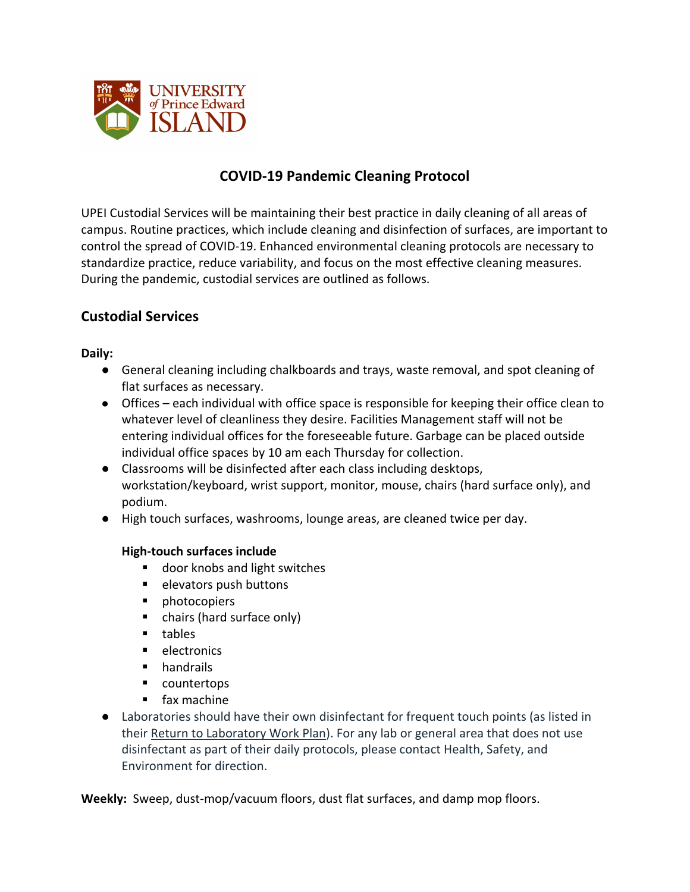UNIVERSITY of Prince Edward ISLAND

# COVID-19 Pandemic Cleaning Protocol

UPEI Custodial Services will be maintaining their best practice in daily cleaning of all areas of campus. Routine practices, which include cleaning and disinfection of surfaces, are important to control the spread of COVID-19. Enhanced environmental cleaning protocols are necessary to standardize practice, reduce variability, and focus on the most effective cleaning measures. During the pandemic, custodial services are outlined as follows.

## Custodial Services

**Daily:**

- General cleaning including chalkboards and trays, waste removal, and spot cleaning of flat surfaces as necessary.
- Offices – each individual with office space is responsible for keeping their office clean to whatever level of cleanliness they desire. Facilities Management staff will not be entering individual offices for the foreseeable future. Garbage can be placed outside individual office spaces by 10 am each Thursday for collection.
- Classrooms will be disinfected after each class including desktops, workstation/keyboard, wrist support, monitor, mouse, chairs (hard surface only), and podium.
- High touch surfaces, washrooms, lounge areas, are cleaned twice per day.

  **High-touch surfaces include**
  - door knobs and light switches
  - elevators push buttons
  - photocopiers
  - chairs (hard surface only)
  - tables
  - electronics
  - handrails
  - countertops
  - fax machine
- Laboratories should have their own disinfectant for frequent touch points (as listed in their Return to Laboratory Work Plan). For any lab or general area that does not use disinfectant as part of their daily protocols, please contact Health, Safety, and Environment for direction.

**Weekly:** Sweep, dust-mop/vacuum floors, dust flat surfaces, and damp mop floors.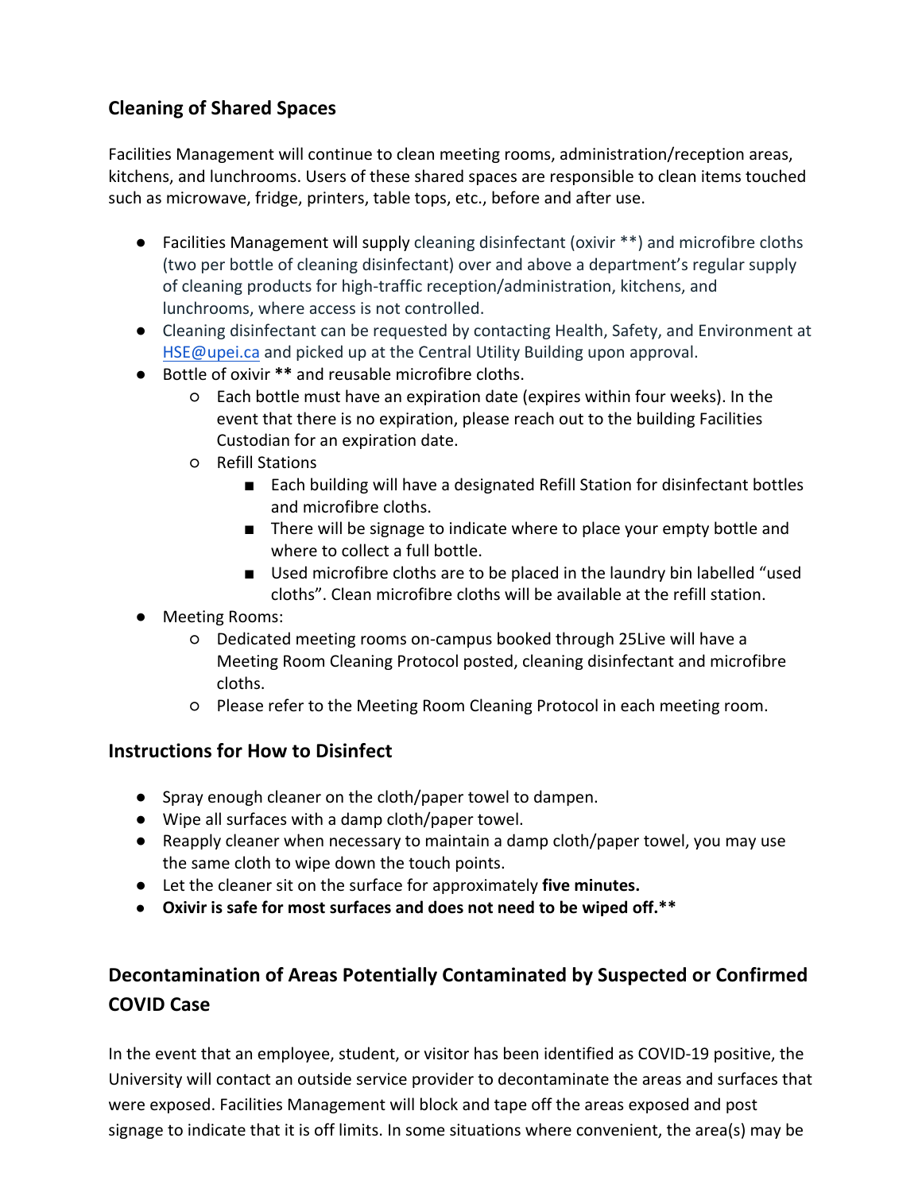## Cleaning of Shared Spaces

Facilities Management will continue to clean meeting rooms, administration/reception areas, kitchens, and lunchrooms. Users of these shared spaces are responsible to clean items touched such as microwave, fridge, printers, table tops, etc., before and after use.

- Facilities Management will supply cleaning disinfectant (oxivir **) and microfibre cloths (two per bottle of cleaning disinfectant) over and above a department's regular supply of cleaning products for high-traffic reception/administration, kitchens, and lunchrooms, where access is not controlled.
- Cleaning disinfectant can be requested by contacting Health, Safety, and Environment at HSE@upei.ca and picked up at the Central Utility Building upon approval.
- Bottle of oxivir ** and reusable microfibre cloths.
  - Each bottle must have an expiration date (expires within four weeks). In the event that there is no expiration, please reach out to the building Facilities Custodian for an expiration date.
  - Refill Stations
    - Each building will have a designated Refill Station for disinfectant bottles and microfibre cloths.
    - There will be signage to indicate where to place your empty bottle and where to collect a full bottle.
    - Used microfibre cloths are to be placed in the laundry bin labelled "used cloths". Clean microfibre cloths will be available at the refill station.
- Meeting Rooms:
  - Dedicated meeting rooms on-campus booked through 25Live will have a Meeting Room Cleaning Protocol posted, cleaning disinfectant and microfibre cloths.
  - Please refer to the Meeting Room Cleaning Protocol in each meeting room.

## Instructions for How to Disinfect

- Spray enough cleaner on the cloth/paper towel to dampen.
- Wipe all surfaces with a damp cloth/paper towel.
- Reapply cleaner when necessary to maintain a damp cloth/paper towel, you may use the same cloth to wipe down the touch points.
- Let the cleaner sit on the surface for approximately **five minutes.**
- **Oxivir is safe for most surfaces and does not need to be wiped off.****

## Decontamination of Areas Potentially Contaminated by Suspected or Confirmed COVID Case

In the event that an employee, student, or visitor has been identified as COVID-19 positive, the University will contact an outside service provider to decontaminate the areas and surfaces that were exposed. Facilities Management will block and tape off the areas exposed and post signage to indicate that it is off limits. In some situations where convenient, the area(s) may be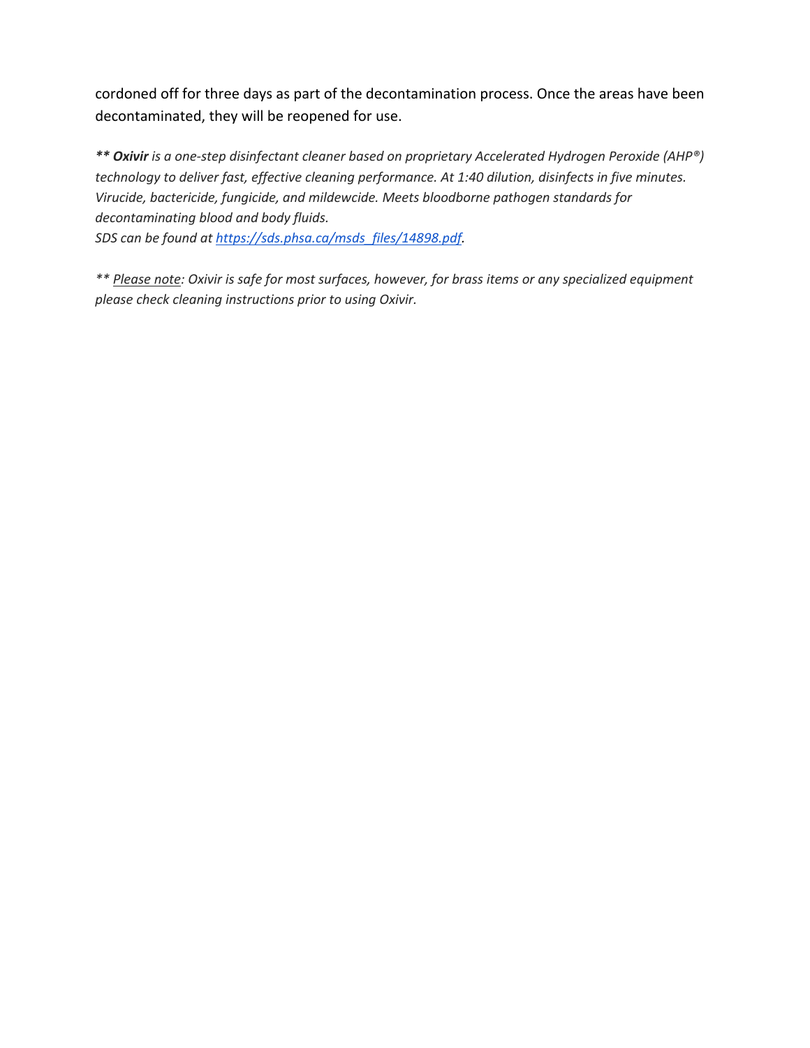cordoned off for three days as part of the decontamination process. Once the areas have been decontaminated, they will be reopened for use.

***\*\* Oxivir*** *is a one-step disinfectant cleaner based on proprietary Accelerated Hydrogen Peroxide (AHP®) technology to deliver fast, effective cleaning performance. At 1:40 dilution, disinfects in five minutes. Virucide, bactericide, fungicide, and mildewcide. Meets bloodborne pathogen standards for decontaminating blood and body fluids.*
*SDS can be found at [https://sds.phsa.ca/msds_files/14898.pdf](https://sds.phsa.ca/msds_files/14898.pdf).*

*\*\* <u>Please note</u>: Oxivir is safe for most surfaces, however, for brass items or any specialized equipment please check cleaning instructions prior to using Oxivir.*